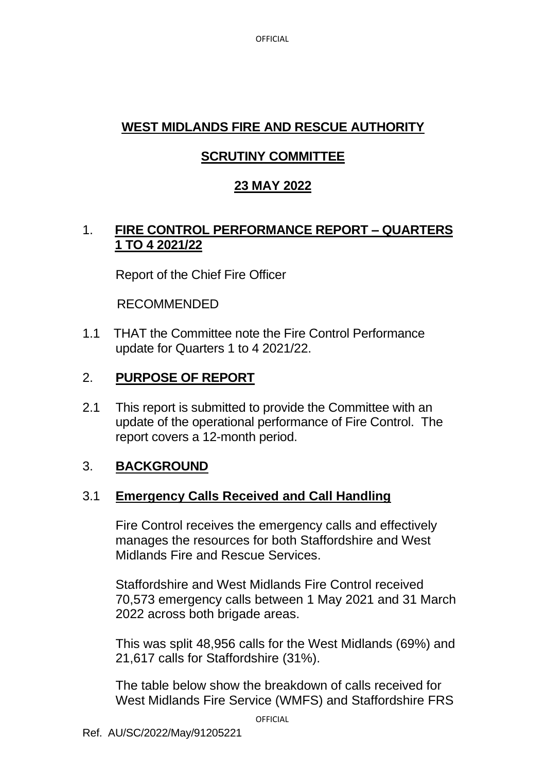**WEST MIDLANDS FIRE AND RESCUE AUTHORITY**

**SCRUTINY COMMITTEE**

**23 MAY 2022**

## 1. FIRE CONTROL PERFORMANCE REPORT – QUARTERS 1 TO 4 2021/22

Report of the Chief Fire Officer

RECOMMENDED

1.1 THAT the Committee note the Fire Control Performance update for Quarters 1 to 4 2021/22.

## 2. PURPOSE OF REPORT

2.1 This report is submitted to provide the Committee with an update of the operational performance of Fire Control. The report covers a 12-month period.

## 3. BACKGROUND

### 3.1 Emergency Calls Received and Call Handling

Fire Control receives the emergency calls and effectively manages the resources for both Staffordshire and West Midlands Fire and Rescue Services.

Staffordshire and West Midlands Fire Control received 70,573 emergency calls between 1 May 2021 and 31 March 2022 across both brigade areas.

This was split 48,956 calls for the West Midlands (69%) and 21,617 calls for Staffordshire (31%).

The table below show the breakdown of calls received for West Midlands Fire Service (WMFS) and Staffordshire FRS

Ref. AU/SC/2022/May/91205221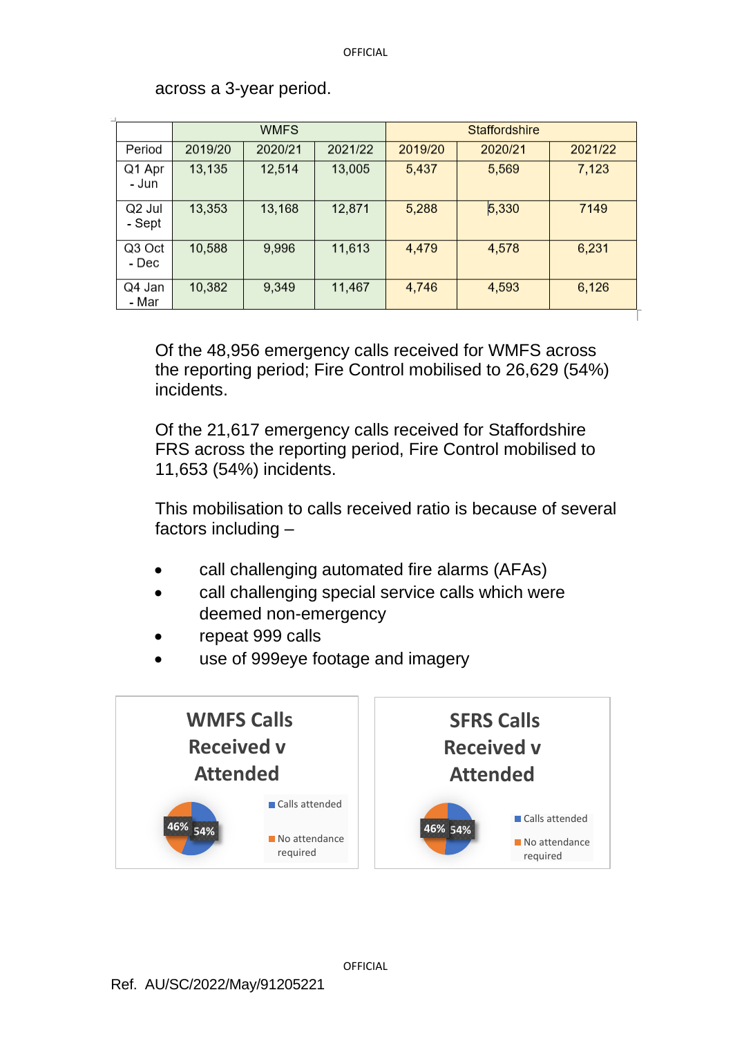across a 3-year period.

| | WMFS | | | Staffordshire | | |
|---|---|---|---|---|---|---|
| Period | 2019/20 | 2020/21 | 2021/22 | 2019/20 | 2020/21 | 2021/22 |
| Q1 Apr - Jun | 13,135 | 12,514 | 13,005 | 5,437 | 5,569 | 7,123 |
| Q2 Jul - Sept | 13,353 | 13,168 | 12,871 | 5,288 | 5,330 | 7149 |
| Q3 Oct - Dec | 10,588 | 9,996 | 11,613 | 4,479 | 4,578 | 6,231 |
| Q4 Jan - Mar | 10,382 | 9,349 | 11,467 | 4,746 | 4,593 | 6,126 |

Of the 48,956 emergency calls received for WMFS across the reporting period; Fire Control mobilised to 26,629 (54%) incidents.

Of the 21,617 emergency calls received for Staffordshire FRS across the reporting period, Fire Control mobilised to 11,653 (54%) incidents.

This mobilisation to calls received ratio is because of several factors including –

- call challenging automated fire alarms (AFAs)
- call challenging special service calls which were deemed non-emergency
- repeat 999 calls
- use of 999eye footage and imagery

**WMFS Calls Received v Attended**

- Calls attended: 54%
- No attendance required: 46%

**SFRS Calls Received v Attended**

- Calls attended: 54%
- No attendance required: 46%

Ref. AU/SC/2022/May/91205221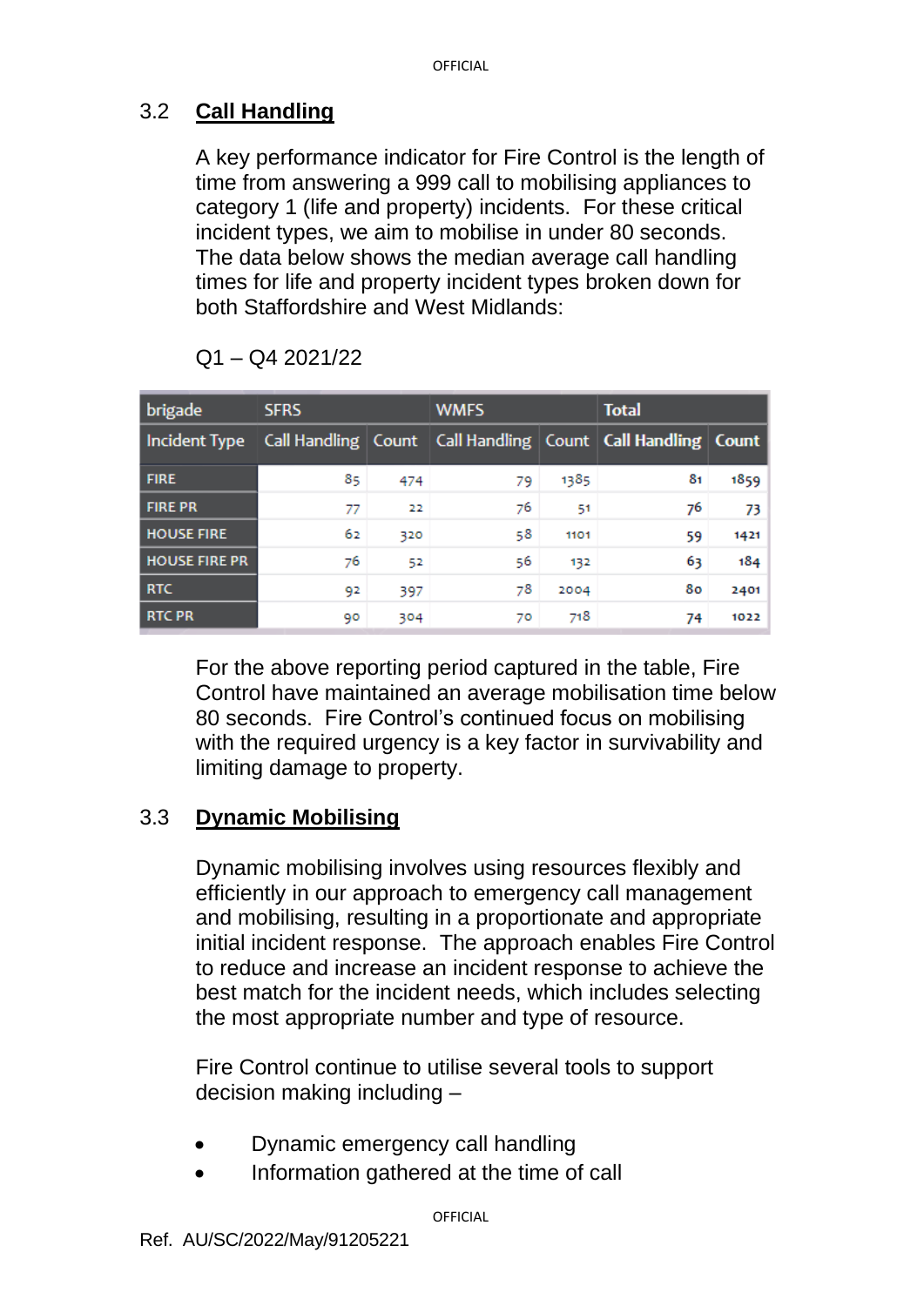### 3.2 Call Handling

A key performance indicator for Fire Control is the length of time from answering a 999 call to mobilising appliances to category 1 (life and property) incidents. For these critical incident types, we aim to mobilise in under 80 seconds. The data below shows the median average call handling times for life and property incident types broken down for both Staffordshire and West Midlands:

Q1 – Q4 2021/22

| brigade | SFRS | | WMFS | | Total | |
|---|---|---|---|---|---|---|
| Incident Type | Call Handling | Count | Call Handling | Count | Call Handling | Count |
| FIRE | 85 | 474 | 79 | 1385 | 81 | 1859 |
| FIRE PR | 77 | 22 | 76 | 51 | 76 | 73 |
| HOUSE FIRE | 62 | 320 | 58 | 1101 | 59 | 1421 |
| HOUSE FIRE PR | 76 | 52 | 56 | 132 | 63 | 184 |
| RTC | 92 | 397 | 78 | 2004 | 80 | 2401 |
| RTC PR | 90 | 304 | 70 | 718 | 74 | 1022 |

For the above reporting period captured in the table, Fire Control have maintained an average mobilisation time below 80 seconds. Fire Control's continued focus on mobilising with the required urgency is a key factor in survivability and limiting damage to property.

### 3.3 Dynamic Mobilising

Dynamic mobilising involves using resources flexibly and efficiently in our approach to emergency call management and mobilising, resulting in a proportionate and appropriate initial incident response. The approach enables Fire Control to reduce and increase an incident response to achieve the best match for the incident needs, which includes selecting the most appropriate number and type of resource.

Fire Control continue to utilise several tools to support decision making including –

- Dynamic emergency call handling
- Information gathered at the time of call

Ref. AU/SC/2022/May/91205221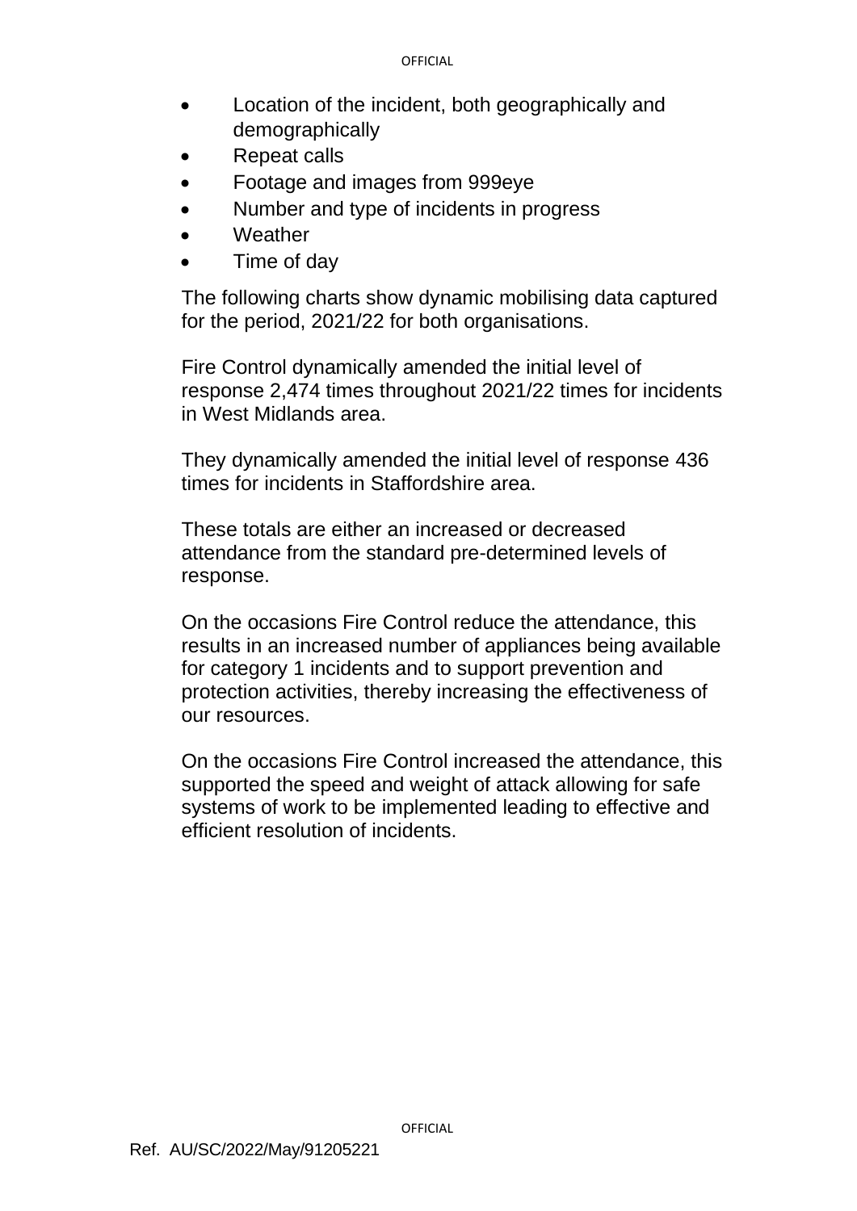- Location of the incident, both geographically and demographically
- Repeat calls
- Footage and images from 999eye
- Number and type of incidents in progress
- Weather
- Time of day

The following charts show dynamic mobilising data captured for the period, 2021/22 for both organisations.

Fire Control dynamically amended the initial level of response 2,474 times throughout 2021/22 times for incidents in West Midlands area.

They dynamically amended the initial level of response 436 times for incidents in Staffordshire area.

These totals are either an increased or decreased attendance from the standard pre-determined levels of response.

On the occasions Fire Control reduce the attendance, this results in an increased number of appliances being available for category 1 incidents and to support prevention and protection activities, thereby increasing the effectiveness of our resources.

On the occasions Fire Control increased the attendance, this supported the speed and weight of attack allowing for safe systems of work to be implemented leading to effective and efficient resolution of incidents.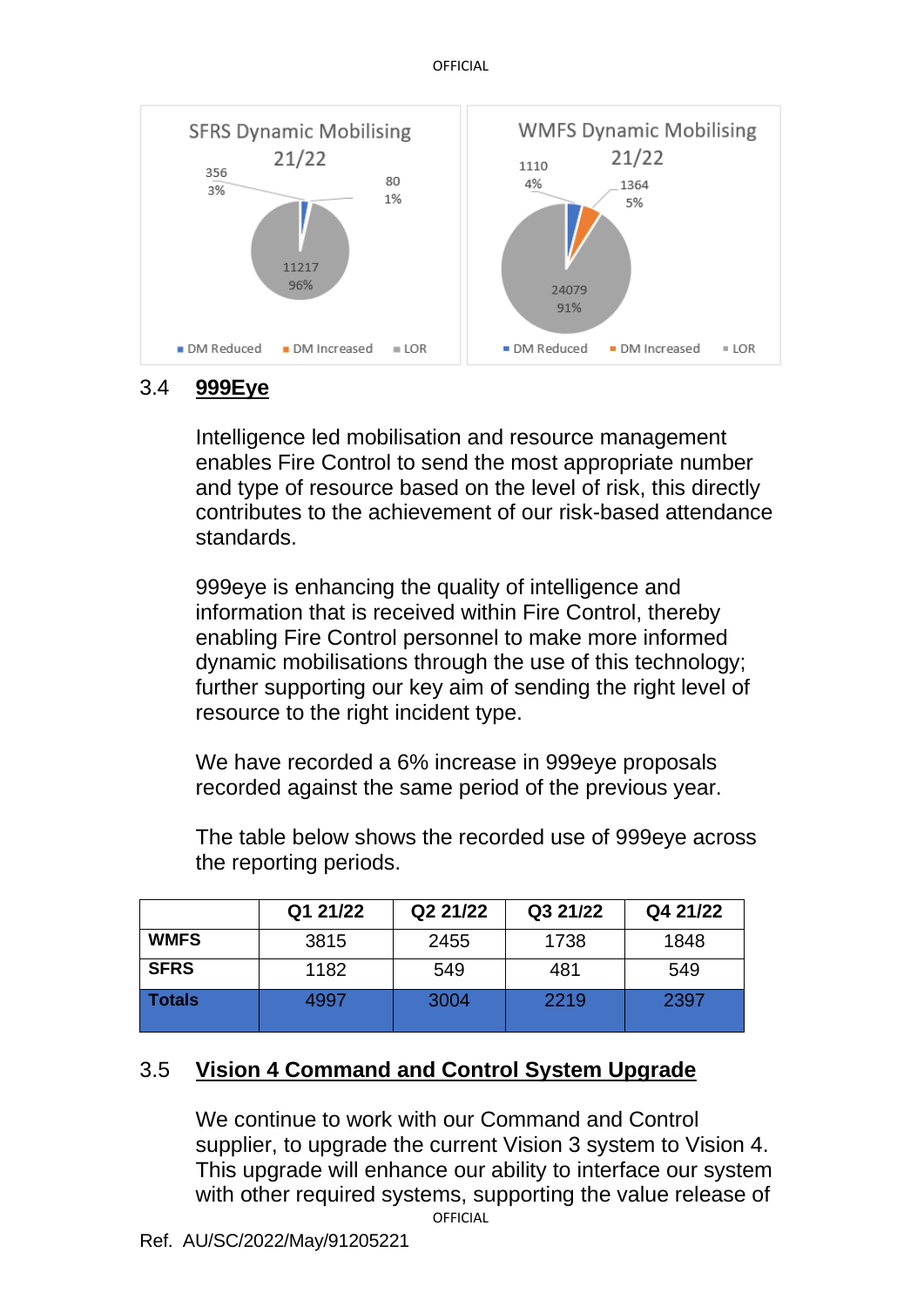SFRS Dynamic Mobilising 21/22

- DM Reduced: 356 (3%)
- DM Increased: 80 (1%)
- LOR: 11217 (96%)

WMFS Dynamic Mobilising 21/22

- DM Reduced: 1110 (4%)
- DM Increased: 1364 (5%)
- LOR: 24079 (91%)

## 3.4 999Eye

Intelligence led mobilisation and resource management enables Fire Control to send the most appropriate number and type of resource based on the level of risk, this directly contributes to the achievement of our risk-based attendance standards.

999eye is enhancing the quality of intelligence and information that is received within Fire Control, thereby enabling Fire Control personnel to make more informed dynamic mobilisations through the use of this technology; further supporting our key aim of sending the right level of resource to the right incident type.

We have recorded a 6% increase in 999eye proposals recorded against the same period of the previous year.

The table below shows the recorded use of 999eye across the reporting periods.

| | Q1 21/22 | Q2 21/22 | Q3 21/22 | Q4 21/22 |
|---|---|---|---|---|
| **WMFS** | 3815 | 2455 | 1738 | 1848 |
| **SFRS** | 1182 | 549 | 481 | 549 |
| **Totals** | 4997 | 3004 | 2219 | 2397 |

## 3.5 Vision 4 Command and Control System Upgrade

We continue to work with our Command and Control supplier, to upgrade the current Vision 3 system to Vision 4. This upgrade will enhance our ability to interface our system with other required systems, supporting the value release of

Ref. AU/SC/2022/May/91205221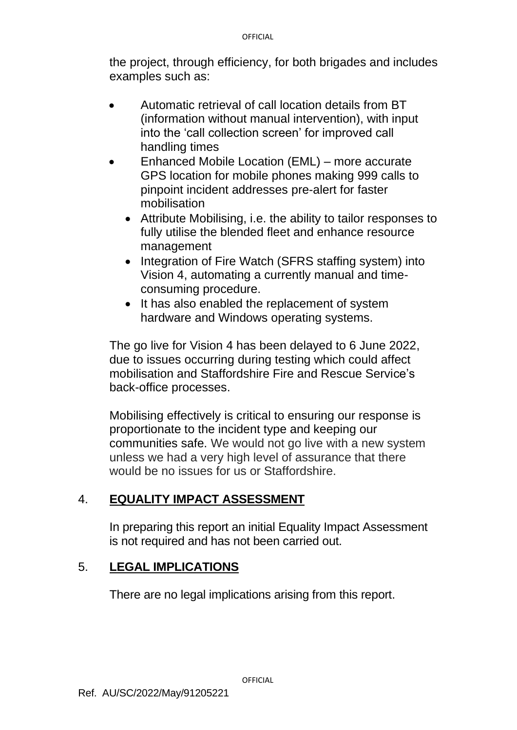the project, through efficiency, for both brigades and includes examples such as:

- Automatic retrieval of call location details from BT (information without manual intervention), with input into the 'call collection screen' for improved call handling times
- Enhanced Mobile Location (EML) – more accurate GPS location for mobile phones making 999 calls to pinpoint incident addresses pre-alert for faster mobilisation
  - Attribute Mobilising, i.e. the ability to tailor responses to fully utilise the blended fleet and enhance resource management
  - Integration of Fire Watch (SFRS staffing system) into Vision 4, automating a currently manual and time-consuming procedure.
  - It has also enabled the replacement of system hardware and Windows operating systems.

The go live for Vision 4 has been delayed to 6 June 2022, due to issues occurring during testing which could affect mobilisation and Staffordshire Fire and Rescue Service's back-office processes.

Mobilising effectively is critical to ensuring our response is proportionate to the incident type and keeping our communities safe. We would not go live with a new system unless we had a very high level of assurance that there would be no issues for us or Staffordshire.

## 4. **EQUALITY IMPACT ASSESSMENT**

In preparing this report an initial Equality Impact Assessment is not required and has not been carried out.

## 5. **LEGAL IMPLICATIONS**

There are no legal implications arising from this report.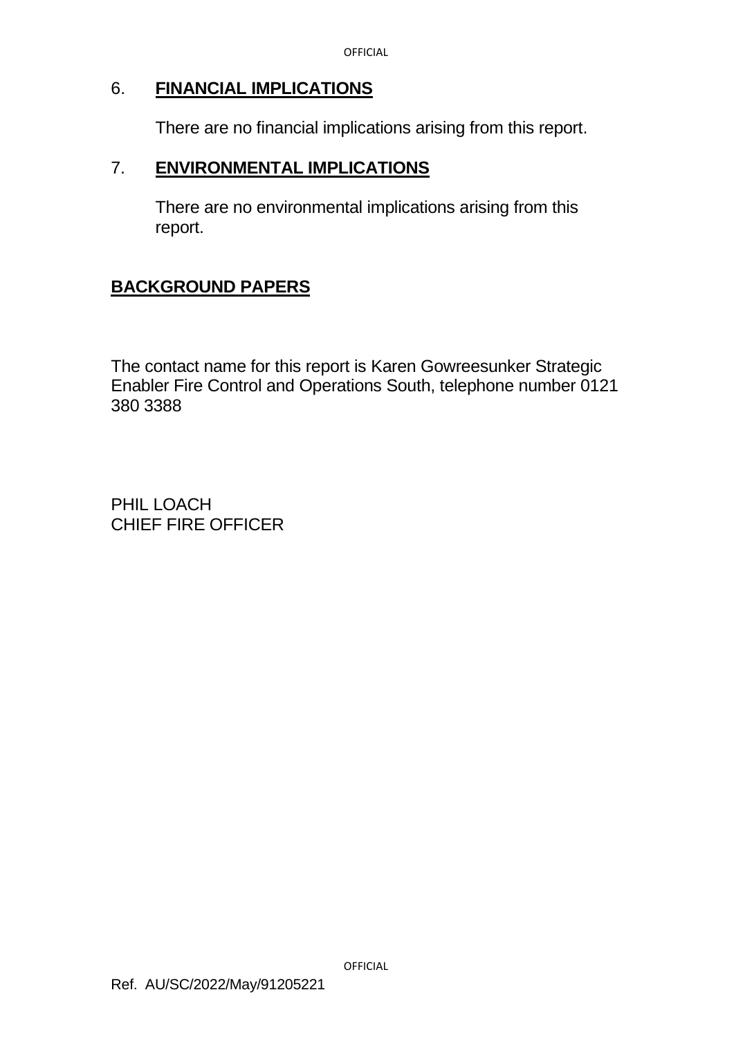## 6. **FINANCIAL IMPLICATIONS**

There are no financial implications arising from this report.

## 7. **ENVIRONMENTAL IMPLICATIONS**

There are no environmental implications arising from this report.

## **BACKGROUND PAPERS**

The contact name for this report is Karen Gowreesunker Strategic Enabler Fire Control and Operations South, telephone number 0121 380 3388

PHIL LOACH
CHIEF FIRE OFFICER